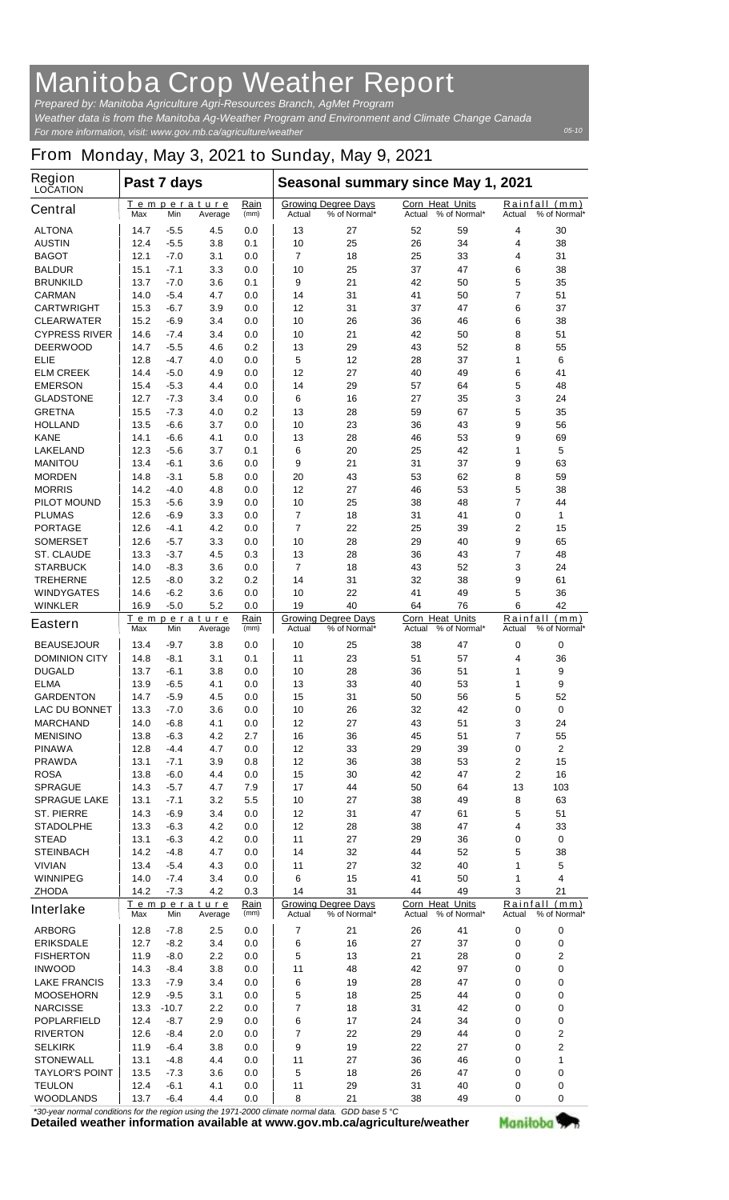# Manitoba Crop Weather Report

*Prepared by: Manitoba Agriculture Agri-Resources Branch, AgMet Program*
*Weather data is from the Manitoba Ag-Weather Program and Environment and Climate Change Canada*
*For more information, visit: www.gov.mb.ca/agriculture/weather*

05-10

## From Monday, May 3, 2021 to Sunday, May 9, 2021

| Region LOCATION | Past 7 days | | | | Seasonal summary since May 1, 2021 | | | | | |
|---|---|---|---|---|---|---|---|---|---|---|
| **Central** | Temperature Max | Min | Average | Rain (mm) | Growing Degree Days Actual | % of Normal* | Corn Heat Units Actual | % of Normal* | Rainfall (mm) Actual | % of Normal* |
| ALTONA | 14.7 | -5.5 | 4.5 | 0.0 | 13 | 27 | 52 | 59 | 4 | 30 |
| AUSTIN | 12.4 | -5.5 | 3.8 | 0.1 | 10 | 25 | 26 | 34 | 4 | 38 |
| BAGOT | 12.1 | -7.0 | 3.1 | 0.0 | 7 | 18 | 25 | 33 | 4 | 31 |
| BALDUR | 15.1 | -7.1 | 3.3 | 0.0 | 10 | 25 | 37 | 47 | 6 | 38 |
| BRUNKILD | 13.7 | -7.0 | 3.6 | 0.1 | 9 | 21 | 42 | 50 | 5 | 35 |
| CARMAN | 14.0 | -5.4 | 4.7 | 0.0 | 14 | 31 | 41 | 50 | 7 | 51 |
| CARTWRIGHT | 15.3 | -6.7 | 3.9 | 0.0 | 12 | 31 | 37 | 47 | 6 | 37 |
| CLEARWATER | 15.2 | -6.9 | 3.4 | 0.0 | 10 | 26 | 36 | 46 | 6 | 38 |
| CYPRESS RIVER | 14.6 | -7.4 | 3.4 | 0.0 | 10 | 21 | 42 | 50 | 8 | 51 |
| DEERWOOD | 14.7 | -5.5 | 4.6 | 0.2 | 13 | 29 | 43 | 52 | 8 | 55 |
| ELIE | 12.8 | -4.7 | 4.0 | 0.0 | 5 | 12 | 28 | 37 | 1 | 6 |
| ELM CREEK | 14.4 | -5.0 | 4.9 | 0.0 | 12 | 27 | 40 | 49 | 6 | 41 |
| EMERSON | 15.4 | -5.3 | 4.4 | 0.0 | 14 | 29 | 57 | 64 | 5 | 48 |
| GLADSTONE | 12.7 | -7.3 | 3.4 | 0.0 | 6 | 16 | 27 | 35 | 3 | 24 |
| GRETNA | 15.5 | -7.3 | 4.0 | 0.2 | 13 | 28 | 59 | 67 | 5 | 35 |
| HOLLAND | 13.5 | -6.6 | 3.7 | 0.0 | 10 | 23 | 36 | 43 | 9 | 56 |
| KANE | 14.1 | -6.6 | 4.1 | 0.0 | 13 | 28 | 46 | 53 | 9 | 69 |
| LAKELAND | 12.3 | -5.6 | 3.7 | 0.1 | 6 | 20 | 25 | 42 | 1 | 5 |
| MANITOU | 13.4 | -6.1 | 3.6 | 0.0 | 9 | 21 | 31 | 37 | 9 | 63 |
| MORDEN | 14.8 | -3.1 | 5.8 | 0.0 | 20 | 43 | 53 | 62 | 8 | 59 |
| MORRIS | 14.2 | -4.0 | 4.8 | 0.0 | 12 | 27 | 46 | 53 | 5 | 38 |
| PILOT MOUND | 15.3 | -5.6 | 3.9 | 0.0 | 10 | 25 | 38 | 48 | 7 | 44 |
| PLUMAS | 12.6 | -6.9 | 3.3 | 0.0 | 7 | 18 | 31 | 41 | 0 | 1 |
| PORTAGE | 12.6 | -4.1 | 4.2 | 0.0 | 7 | 22 | 25 | 39 | 2 | 15 |
| SOMERSET | 12.6 | -5.7 | 3.3 | 0.0 | 10 | 28 | 29 | 40 | 9 | 65 |
| ST. CLAUDE | 13.3 | -3.7 | 4.5 | 0.3 | 13 | 28 | 36 | 43 | 7 | 48 |
| STARBUCK | 14.0 | -8.3 | 3.6 | 0.0 | 7 | 18 | 43 | 52 | 3 | 24 |
| TREHERNE | 12.5 | -8.0 | 3.2 | 0.2 | 14 | 31 | 32 | 38 | 9 | 61 |
| WINDYGATES | 14.6 | -6.2 | 3.6 | 0.0 | 10 | 22 | 41 | 49 | 5 | 36 |
| WINKLER | 16.9 | -5.0 | 5.2 | 0.0 | 19 | 40 | 64 | 76 | 6 | 42 |
| **Eastern** | Temperature Max | Min | Average | Rain (mm) | Growing Degree Days Actual | % of Normal* | Corn Heat Units Actual | % of Normal* | Rainfall (mm) Actual | % of Normal* |
| BEAUSEJOUR | 13.4 | -9.7 | 3.8 | 0.0 | 10 | 25 | 38 | 47 | 0 | 0 |
| DOMINION CITY | 14.8 | -8.1 | 3.1 | 0.1 | 11 | 23 | 51 | 57 | 4 | 36 |
| DUGALD | 13.7 | -6.1 | 3.8 | 0.0 | 10 | 28 | 36 | 51 | 1 | 9 |
| ELMA | 13.9 | -6.5 | 4.1 | 0.0 | 13 | 33 | 40 | 53 | 1 | 9 |
| GARDENTON | 14.7 | -5.9 | 4.5 | 0.0 | 15 | 31 | 50 | 56 | 5 | 52 |
| LAC DU BONNET | 13.3 | -7.0 | 3.6 | 0.0 | 10 | 26 | 32 | 42 | 0 | 0 |
| MARCHAND | 14.0 | -6.8 | 4.1 | 0.0 | 12 | 27 | 43 | 51 | 3 | 24 |
| MENISINO | 13.8 | -6.3 | 4.2 | 2.7 | 16 | 36 | 45 | 51 | 7 | 55 |
| PINAWA | 12.8 | -4.4 | 4.7 | 0.0 | 12 | 33 | 29 | 39 | 0 | 2 |
| PRAWDA | 13.1 | -7.1 | 3.9 | 0.8 | 12 | 36 | 38 | 53 | 2 | 15 |
| ROSA | 13.8 | -6.0 | 4.4 | 0.0 | 15 | 30 | 42 | 47 | 2 | 16 |
| SPRAGUE | 14.3 | -5.7 | 4.7 | 7.9 | 17 | 44 | 50 | 64 | 13 | 103 |
| SPRAGUE LAKE | 13.1 | -7.1 | 3.2 | 5.5 | 10 | 27 | 38 | 49 | 8 | 63 |
| ST. PIERRE | 14.3 | -6.9 | 3.4 | 0.0 | 12 | 31 | 47 | 61 | 5 | 51 |
| STADOLPHE | 13.3 | -6.3 | 4.2 | 0.0 | 12 | 28 | 38 | 47 | 4 | 33 |
| STEAD | 13.1 | -6.3 | 4.2 | 0.0 | 11 | 27 | 29 | 36 | 0 | 0 |
| STEINBACH | 14.2 | -4.8 | 4.7 | 0.0 | 14 | 32 | 44 | 52 | 5 | 38 |
| VIVIAN | 13.4 | -5.4 | 4.3 | 0.0 | 11 | 27 | 32 | 40 | 1 | 5 |
| WINNIPEG | 14.0 | -7.4 | 3.4 | 0.0 | 6 | 15 | 41 | 50 | 1 | 4 |
| ZHODA | 14.2 | -7.3 | 4.2 | 0.3 | 14 | 31 | 44 | 49 | 3 | 21 |
| **Interlake** | Temperature Max | Min | Average | Rain (mm) | Growing Degree Days Actual | % of Normal* | Corn Heat Units Actual | % of Normal* | Rainfall (mm) Actual | % of Normal* |
| ARBORG | 12.8 | -7.8 | 2.5 | 0.0 | 7 | 21 | 26 | 41 | 0 | 0 |
| ERIKSDALE | 12.7 | -8.2 | 3.4 | 0.0 | 6 | 16 | 27 | 37 | 0 | 0 |
| FISHERTON | 11.9 | -8.0 | 2.2 | 0.0 | 5 | 13 | 21 | 28 | 0 | 2 |
| INWOOD | 14.3 | -8.4 | 3.8 | 0.0 | 11 | 48 | 42 | 97 | 0 | 0 |
| LAKE FRANCIS | 13.3 | -7.9 | 3.4 | 0.0 | 6 | 19 | 28 | 47 | 0 | 0 |
| MOOSEHORN | 12.9 | -9.5 | 3.1 | 0.0 | 5 | 18 | 25 | 44 | 0 | 0 |
| NARCISSE | 13.3 | -10.7 | 2.2 | 0.0 | 7 | 18 | 31 | 42 | 0 | 0 |
| POPLARFIELD | 12.4 | -8.7 | 2.9 | 0.0 | 6 | 17 | 24 | 34 | 0 | 0 |
| RIVERTON | 12.6 | -8.4 | 2.0 | 0.0 | 7 | 22 | 29 | 44 | 0 | 2 |
| SELKIRK | 11.9 | -6.4 | 3.8 | 0.0 | 9 | 19 | 22 | 27 | 0 | 2 |
| STONEWALL | 13.1 | -4.8 | 4.4 | 0.0 | 11 | 27 | 36 | 46 | 0 | 1 |
| TAYLOR'S POINT | 13.5 | -7.3 | 3.6 | 0.0 | 5 | 18 | 26 | 47 | 0 | 0 |
| TEULON | 12.4 | -6.1 | 4.1 | 0.0 | 11 | 29 | 31 | 40 | 0 | 0 |
| WOODLANDS | 13.7 | -6.4 | 4.4 | 0.0 | 8 | 21 | 38 | 49 | 0 | 0 |

*\*30-year normal conditions for the region using the 1971-2000 climate normal data. GDD base 5 °C*

**Detailed weather information available at www.gov.mb.ca/agriculture/weather**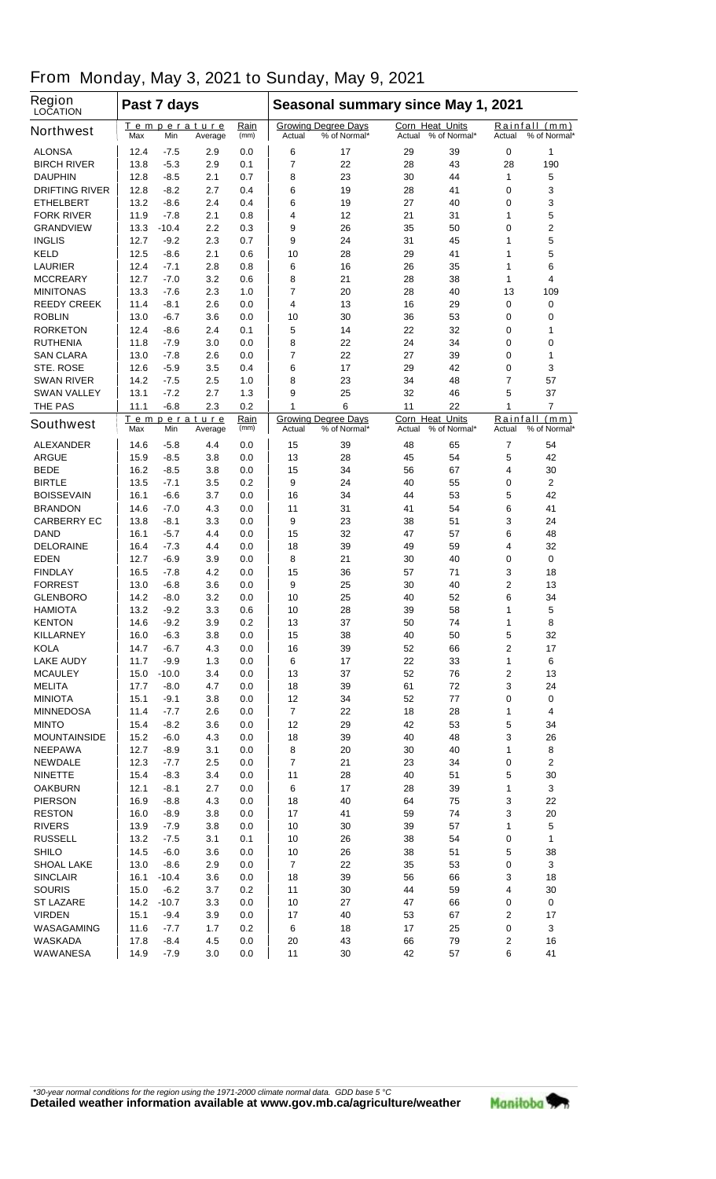# From Monday, May 3, 2021 to Sunday, May 9, 2021

| Region LOCATION | Past 7 days | | | | Seasonal summary since May 1, 2021 | | | | | |
|---|---|---|---|---|---|---|---|---|---|---|
| **Northwest** | Temperature | | | Rain | Growing Degree Days | | Corn Heat Units | | Rainfall (mm) | |
| | Max | Min | Average | (mm) | Actual | % of Normal* | Actual | % of Normal* | Actual | % of Normal* |
| ALONSA | 12.4 | -7.5 | 2.9 | 0.0 | 6 | 17 | 29 | 39 | 0 | 1 |
| BIRCH RIVER | 13.8 | -5.3 | 2.9 | 0.1 | 7 | 22 | 28 | 43 | 28 | 190 |
| DAUPHIN | 12.8 | -8.5 | 2.1 | 0.7 | 8 | 23 | 30 | 44 | 1 | 5 |
| DRIFTING RIVER | 12.8 | -8.2 | 2.7 | 0.4 | 6 | 19 | 28 | 41 | 0 | 3 |
| ETHELBERT | 13.2 | -8.6 | 2.4 | 0.4 | 6 | 19 | 27 | 40 | 0 | 3 |
| FORK RIVER | 11.9 | -7.8 | 2.1 | 0.8 | 4 | 12 | 21 | 31 | 1 | 5 |
| GRANDVIEW | 13.3 | -10.4 | 2.2 | 0.3 | 9 | 26 | 35 | 50 | 0 | 2 |
| INGLIS | 12.7 | -9.2 | 2.3 | 0.7 | 9 | 24 | 31 | 45 | 1 | 5 |
| KELD | 12.5 | -8.6 | 2.1 | 0.6 | 10 | 28 | 29 | 41 | 1 | 5 |
| LAURIER | 12.4 | -7.1 | 2.8 | 0.8 | 6 | 16 | 26 | 35 | 1 | 6 |
| MCCREARY | 12.7 | -7.0 | 3.2 | 0.6 | 8 | 21 | 28 | 38 | 1 | 4 |
| MINITONAS | 13.3 | -7.6 | 2.3 | 1.0 | 7 | 20 | 28 | 40 | 13 | 109 |
| REEDY CREEK | 11.4 | -8.1 | 2.6 | 0.0 | 4 | 13 | 16 | 29 | 0 | 0 |
| ROBLIN | 13.0 | -6.7 | 3.6 | 0.0 | 10 | 30 | 36 | 53 | 0 | 0 |
| RORKETON | 12.4 | -8.6 | 2.4 | 0.1 | 5 | 14 | 22 | 32 | 0 | 1 |
| RUTHENIA | 11.8 | -7.9 | 3.0 | 0.0 | 8 | 22 | 24 | 34 | 0 | 0 |
| SAN CLARA | 13.0 | -7.8 | 2.6 | 0.0 | 7 | 22 | 27 | 39 | 0 | 1 |
| STE. ROSE | 12.6 | -5.9 | 3.5 | 0.4 | 6 | 17 | 29 | 42 | 0 | 3 |
| SWAN RIVER | 14.2 | -7.5 | 2.5 | 1.0 | 8 | 23 | 34 | 48 | 7 | 57 |
| SWAN VALLEY | 13.1 | -7.2 | 2.7 | 1.3 | 9 | 25 | 32 | 46 | 5 | 37 |
| THE PAS | 11.1 | -6.8 | 2.3 | 0.2 | 1 | 6 | 11 | 22 | 1 | 7 |
| **Southwest** | Temperature | | | Rain | Growing Degree Days | | Corn Heat Units | | Rainfall (mm) | |
| | Max | Min | Average | (mm) | Actual | % of Normal* | Actual | % of Normal* | Actual | % of Normal* |
| ALEXANDER | 14.6 | -5.8 | 4.4 | 0.0 | 15 | 39 | 48 | 65 | 7 | 54 |
| ARGUE | 15.9 | -8.5 | 3.8 | 0.0 | 13 | 28 | 45 | 54 | 5 | 42 |
| BEDE | 16.2 | -8.5 | 3.8 | 0.0 | 15 | 34 | 56 | 67 | 4 | 30 |
| BIRTLE | 13.5 | -7.1 | 3.5 | 0.2 | 9 | 24 | 40 | 55 | 0 | 2 |
| BOISSEVAIN | 16.1 | -6.6 | 3.7 | 0.0 | 16 | 34 | 44 | 53 | 5 | 42 |
| BRANDON | 14.6 | -7.0 | 4.3 | 0.0 | 11 | 31 | 41 | 54 | 6 | 41 |
| CARBERRY EC | 13.8 | -8.1 | 3.3 | 0.0 | 9 | 23 | 38 | 51 | 3 | 24 |
| DAND | 16.1 | -5.7 | 4.4 | 0.0 | 15 | 32 | 47 | 57 | 6 | 48 |
| DELORAINE | 16.4 | -7.3 | 4.4 | 0.0 | 18 | 39 | 49 | 59 | 4 | 32 |
| EDEN | 12.7 | -6.9 | 3.9 | 0.0 | 8 | 21 | 30 | 40 | 0 | 0 |
| FINDLAY | 16.5 | -7.8 | 4.2 | 0.0 | 15 | 36 | 57 | 71 | 3 | 18 |
| FORREST | 13.0 | -6.8 | 3.6 | 0.0 | 9 | 25 | 30 | 40 | 2 | 13 |
| GLENBORO | 14.2 | -8.0 | 3.2 | 0.0 | 10 | 25 | 40 | 52 | 6 | 34 |
| HAMIOTA | 13.2 | -9.2 | 3.3 | 0.6 | 10 | 28 | 39 | 58 | 1 | 5 |
| KENTON | 14.6 | -9.2 | 3.9 | 0.2 | 13 | 37 | 50 | 74 | 1 | 8 |
| KILLARNEY | 16.0 | -6.3 | 3.8 | 0.0 | 15 | 38 | 40 | 50 | 5 | 32 |
| KOLA | 14.7 | -6.7 | 4.3 | 0.0 | 16 | 39 | 52 | 66 | 2 | 17 |
| LAKE AUDY | 11.7 | -9.9 | 1.3 | 0.0 | 6 | 17 | 22 | 33 | 1 | 6 |
| MCAULEY | 15.0 | -10.0 | 3.4 | 0.0 | 13 | 37 | 52 | 76 | 2 | 13 |
| MELITA | 17.7 | -8.0 | 4.7 | 0.0 | 18 | 39 | 61 | 72 | 3 | 24 |
| MINIOTA | 15.1 | -9.1 | 3.8 | 0.0 | 12 | 34 | 52 | 77 | 0 | 0 |
| MINNEDOSA | 11.4 | -7.7 | 2.6 | 0.0 | 7 | 22 | 18 | 28 | 1 | 4 |
| MINTO | 15.4 | -8.2 | 3.6 | 0.0 | 12 | 29 | 42 | 53 | 5 | 34 |
| MOUNTAINSIDE | 15.2 | -6.0 | 4.3 | 0.0 | 18 | 39 | 40 | 48 | 3 | 26 |
| NEEPAWA | 12.7 | -8.9 | 3.1 | 0.0 | 8 | 20 | 30 | 40 | 1 | 8 |
| NEWDALE | 12.3 | -7.7 | 2.5 | 0.0 | 7 | 21 | 23 | 34 | 0 | 2 |
| NINETTE | 15.4 | -8.3 | 3.4 | 0.0 | 11 | 28 | 40 | 51 | 5 | 30 |
| OAKBURN | 12.1 | -8.1 | 2.7 | 0.0 | 6 | 17 | 28 | 39 | 1 | 3 |
| PIERSON | 16.9 | -8.8 | 4.3 | 0.0 | 18 | 40 | 64 | 75 | 3 | 22 |
| RESTON | 16.0 | -8.9 | 3.8 | 0.0 | 17 | 41 | 59 | 74 | 3 | 20 |
| RIVERS | 13.9 | -7.9 | 3.8 | 0.0 | 10 | 30 | 39 | 57 | 1 | 5 |
| RUSSELL | 13.2 | -7.5 | 3.1 | 0.1 | 10 | 26 | 38 | 54 | 0 | 1 |
| SHILO | 14.5 | -6.0 | 3.6 | 0.0 | 10 | 26 | 38 | 51 | 5 | 38 |
| SHOAL LAKE | 13.0 | -8.6 | 2.9 | 0.0 | 7 | 22 | 35 | 53 | 0 | 3 |
| SINCLAIR | 16.1 | -10.4 | 3.6 | 0.0 | 18 | 39 | 56 | 66 | 3 | 18 |
| SOURIS | 15.0 | -6.2 | 3.7 | 0.2 | 11 | 30 | 44 | 59 | 4 | 30 |
| ST LAZARE | 14.2 | -10.7 | 3.3 | 0.0 | 10 | 27 | 47 | 66 | 0 | 0 |
| VIRDEN | 15.1 | -9.4 | 3.9 | 0.0 | 17 | 40 | 53 | 67 | 2 | 17 |
| WASAGAMING | 11.6 | -7.7 | 1.7 | 0.2 | 6 | 18 | 17 | 25 | 0 | 3 |
| WASKADA | 17.8 | -8.4 | 4.5 | 0.0 | 20 | 43 | 66 | 79 | 2 | 16 |
| WAWANESA | 14.9 | -7.9 | 3.0 | 0.0 | 11 | 30 | 42 | 57 | 6 | 41 |

*\*30-year normal conditions for the region using the 1971-2000 climate normal data. GDD base 5 °C*

**Detailed weather information available at www.gov.mb.ca/agriculture/weather**